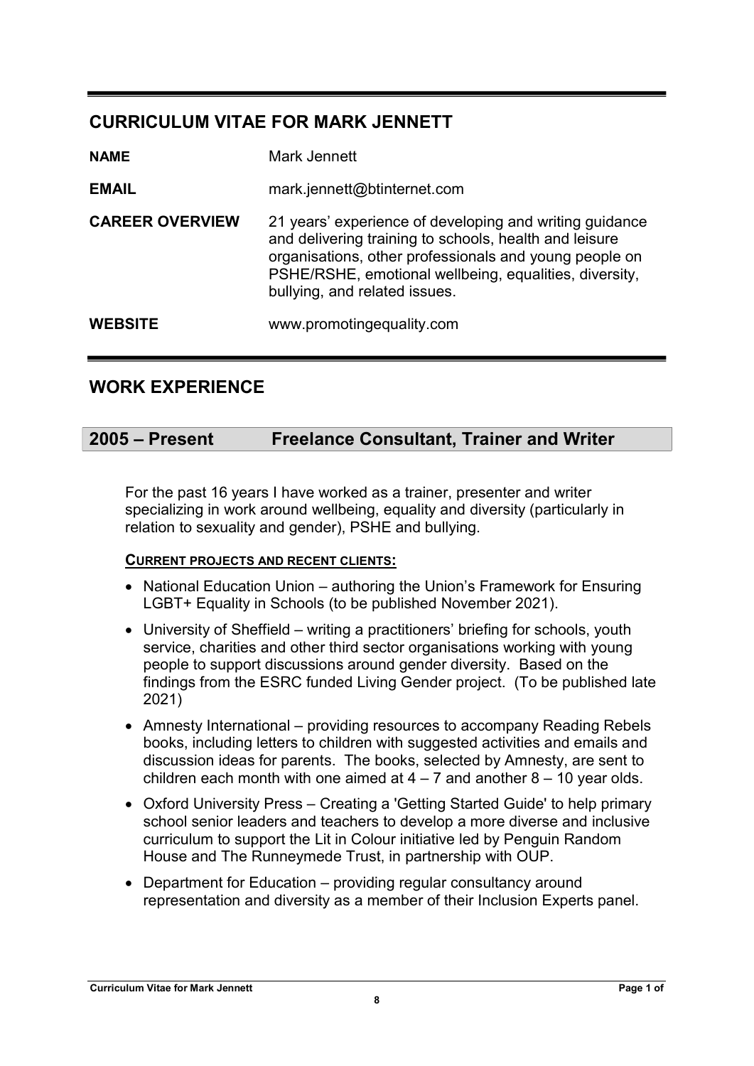## CURRICULUM VITAE FOR MARK JENNETT

| | |
|---|---|
| **NAME** | Mark Jennett |
| **EMAIL** | mark.jennett@btinternet.com |
| **CAREER OVERVIEW** | 21 years' experience of developing and writing guidance and delivering training to schools, health and leisure organisations, other professionals and young people on PSHE/RSHE, emotional wellbeing, equalities, diversity, bullying, and related issues. |
| **WEBSITE** | www.promotingequality.com |

## WORK EXPERIENCE

### 2005 – Present Freelance Consultant, Trainer and Writer

For the past 16 years I have worked as a trainer, presenter and writer specializing in work around wellbeing, equality and diversity (particularly in relation to sexuality and gender), PSHE and bullying.

**CURRENT PROJECTS AND RECENT CLIENTS:**

- National Education Union – authoring the Union's Framework for Ensuring LGBT+ Equality in Schools (to be published November 2021).
- University of Sheffield – writing a practitioners' briefing for schools, youth service, charities and other third sector organisations working with young people to support discussions around gender diversity. Based on the findings from the ESRC funded Living Gender project. (To be published late 2021)
- Amnesty International – providing resources to accompany Reading Rebels books, including letters to children with suggested activities and emails and discussion ideas for parents. The books, selected by Amnesty, are sent to children each month with one aimed at 4 – 7 and another 8 – 10 year olds.
- Oxford University Press – Creating a 'Getting Started Guide' to help primary school senior leaders and teachers to develop a more diverse and inclusive curriculum to support the Lit in Colour initiative led by Penguin Random House and The Runneymede Trust, in partnership with OUP.
- Department for Education – providing regular consultancy around representation and diversity as a member of their Inclusion Experts panel.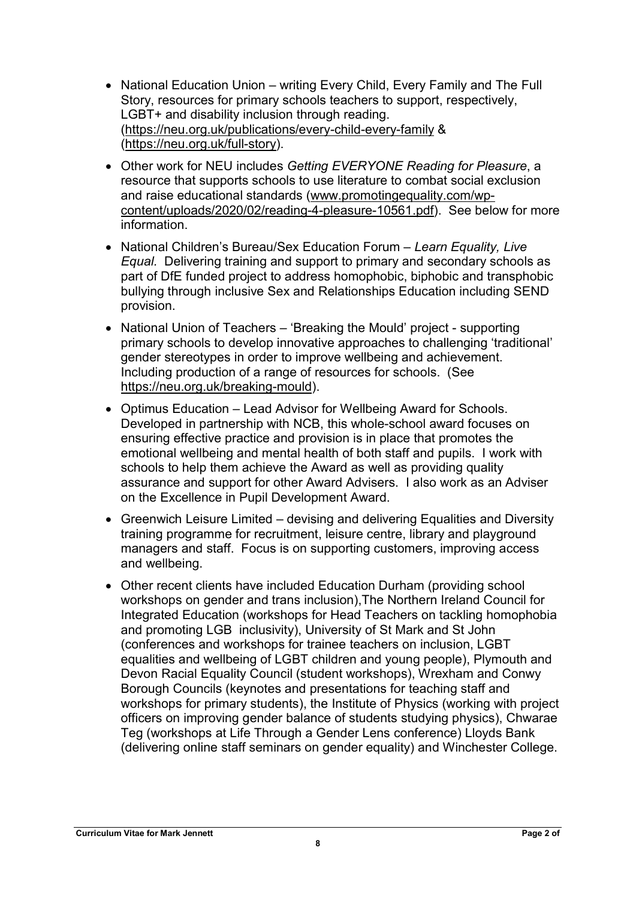- National Education Union – writing Every Child, Every Family and The Full Story, resources for primary schools teachers to support, respectively, LGBT+ and disability inclusion through reading. (https://neu.org.uk/publications/every-child-every-family & (https://neu.org.uk/full-story).
- Other work for NEU includes *Getting EVERYONE Reading for Pleasure*, a resource that supports schools to use literature to combat social exclusion and raise educational standards (www.promotingequality.com/wp-content/uploads/2020/02/reading-4-pleasure-10561.pdf). See below for more information.
- National Children's Bureau/Sex Education Forum – *Learn Equality, Live Equal.* Delivering training and support to primary and secondary schools as part of DfE funded project to address homophobic, biphobic and transphobic bullying through inclusive Sex and Relationships Education including SEND provision.
- National Union of Teachers – 'Breaking the Mould' project - supporting primary schools to develop innovative approaches to challenging 'traditional' gender stereotypes in order to improve wellbeing and achievement. Including production of a range of resources for schools. (See https://neu.org.uk/breaking-mould).
- Optimus Education – Lead Advisor for Wellbeing Award for Schools. Developed in partnership with NCB, this whole-school award focuses on ensuring effective practice and provision is in place that promotes the emotional wellbeing and mental health of both staff and pupils. I work with schools to help them achieve the Award as well as providing quality assurance and support for other Award Advisers. I also work as an Adviser on the Excellence in Pupil Development Award.
- Greenwich Leisure Limited – devising and delivering Equalities and Diversity training programme for recruitment, leisure centre, library and playground managers and staff. Focus is on supporting customers, improving access and wellbeing.
- Other recent clients have included Education Durham (providing school workshops on gender and trans inclusion),The Northern Ireland Council for Integrated Education (workshops for Head Teachers on tackling homophobia and promoting LGB inclusivity), University of St Mark and St John (conferences and workshops for trainee teachers on inclusion, LGBT equalities and wellbeing of LGBT children and young people), Plymouth and Devon Racial Equality Council (student workshops), Wrexham and Conwy Borough Councils (keynotes and presentations for teaching staff and workshops for primary students), the Institute of Physics (working with project officers on improving gender balance of students studying physics), Chwarae Teg (workshops at Life Through a Gender Lens conference) Lloyds Bank (delivering online staff seminars on gender equality) and Winchester College.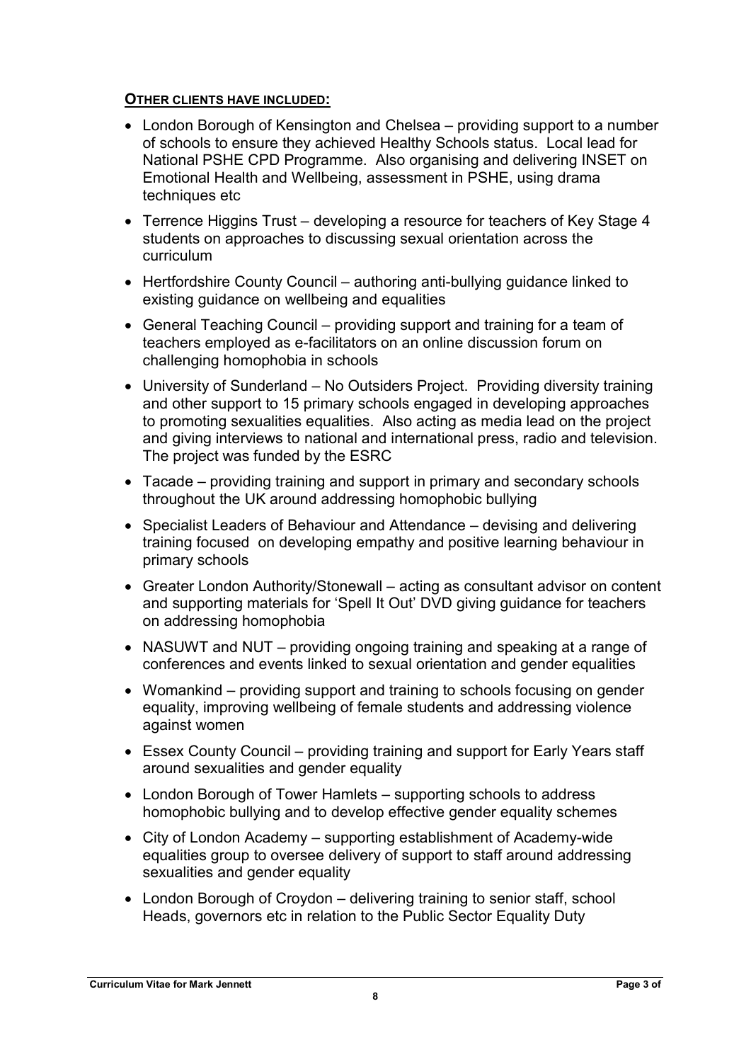## **OTHER CLIENTS HAVE INCLUDED:**

- London Borough of Kensington and Chelsea – providing support to a number of schools to ensure they achieved Healthy Schools status. Local lead for National PSHE CPD Programme. Also organising and delivering INSET on Emotional Health and Wellbeing, assessment in PSHE, using drama techniques etc
- Terrence Higgins Trust – developing a resource for teachers of Key Stage 4 students on approaches to discussing sexual orientation across the curriculum
- Hertfordshire County Council – authoring anti-bullying guidance linked to existing guidance on wellbeing and equalities
- General Teaching Council – providing support and training for a team of teachers employed as e-facilitators on an online discussion forum on challenging homophobia in schools
- University of Sunderland – No Outsiders Project. Providing diversity training and other support to 15 primary schools engaged in developing approaches to promoting sexualities equalities. Also acting as media lead on the project and giving interviews to national and international press, radio and television. The project was funded by the ESRC
- Tacade – providing training and support in primary and secondary schools throughout the UK around addressing homophobic bullying
- Specialist Leaders of Behaviour and Attendance – devising and delivering training focused on developing empathy and positive learning behaviour in primary schools
- Greater London Authority/Stonewall – acting as consultant advisor on content and supporting materials for 'Spell It Out' DVD giving guidance for teachers on addressing homophobia
- NASUWT and NUT – providing ongoing training and speaking at a range of conferences and events linked to sexual orientation and gender equalities
- Womankind – providing support and training to schools focusing on gender equality, improving wellbeing of female students and addressing violence against women
- Essex County Council – providing training and support for Early Years staff around sexualities and gender equality
- London Borough of Tower Hamlets – supporting schools to address homophobic bullying and to develop effective gender equality schemes
- City of London Academy – supporting establishment of Academy-wide equalities group to oversee delivery of support to staff around addressing sexualities and gender equality
- London Borough of Croydon – delivering training to senior staff, school Heads, governors etc in relation to the Public Sector Equality Duty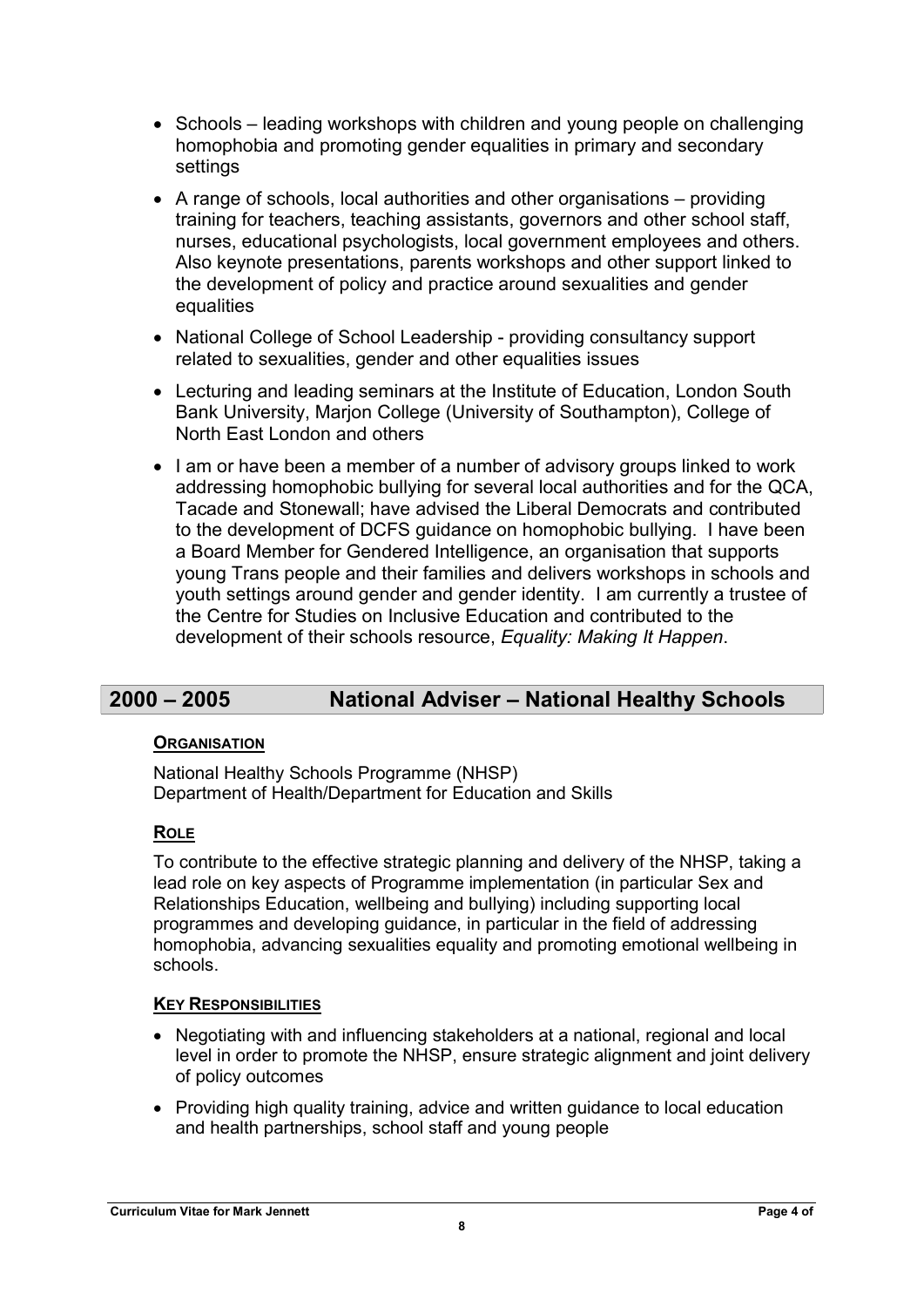- Schools – leading workshops with children and young people on challenging homophobia and promoting gender equalities in primary and secondary settings
- A range of schools, local authorities and other organisations – providing training for teachers, teaching assistants, governors and other school staff, nurses, educational psychologists, local government employees and others. Also keynote presentations, parents workshops and other support linked to the development of policy and practice around sexualities and gender equalities
- National College of School Leadership - providing consultancy support related to sexualities, gender and other equalities issues
- Lecturing and leading seminars at the Institute of Education, London South Bank University, Marjon College (University of Southampton), College of North East London and others
- I am or have been a member of a number of advisory groups linked to work addressing homophobic bullying for several local authorities and for the QCA, Tacade and Stonewall; have advised the Liberal Democrats and contributed to the development of DCFS guidance on homophobic bullying. I have been a Board Member for Gendered Intelligence, an organisation that supports young Trans people and their families and delivers workshops in schools and youth settings around gender and gender identity. I am currently a trustee of the Centre for Studies on Inclusive Education and contributed to the development of their schools resource, *Equality: Making It Happen*.

## 2000 – 2005 National Adviser – National Healthy Schools

### Organisation

National Healthy Schools Programme (NHSP)
Department of Health/Department for Education and Skills

### Role

To contribute to the effective strategic planning and delivery of the NHSP, taking a lead role on key aspects of Programme implementation (in particular Sex and Relationships Education, wellbeing and bullying) including supporting local programmes and developing guidance, in particular in the field of addressing homophobia, advancing sexualities equality and promoting emotional wellbeing in schools.

### Key Responsibilities

- Negotiating with and influencing stakeholders at a national, regional and local level in order to promote the NHSP, ensure strategic alignment and joint delivery of policy outcomes
- Providing high quality training, advice and written guidance to local education and health partnerships, school staff and young people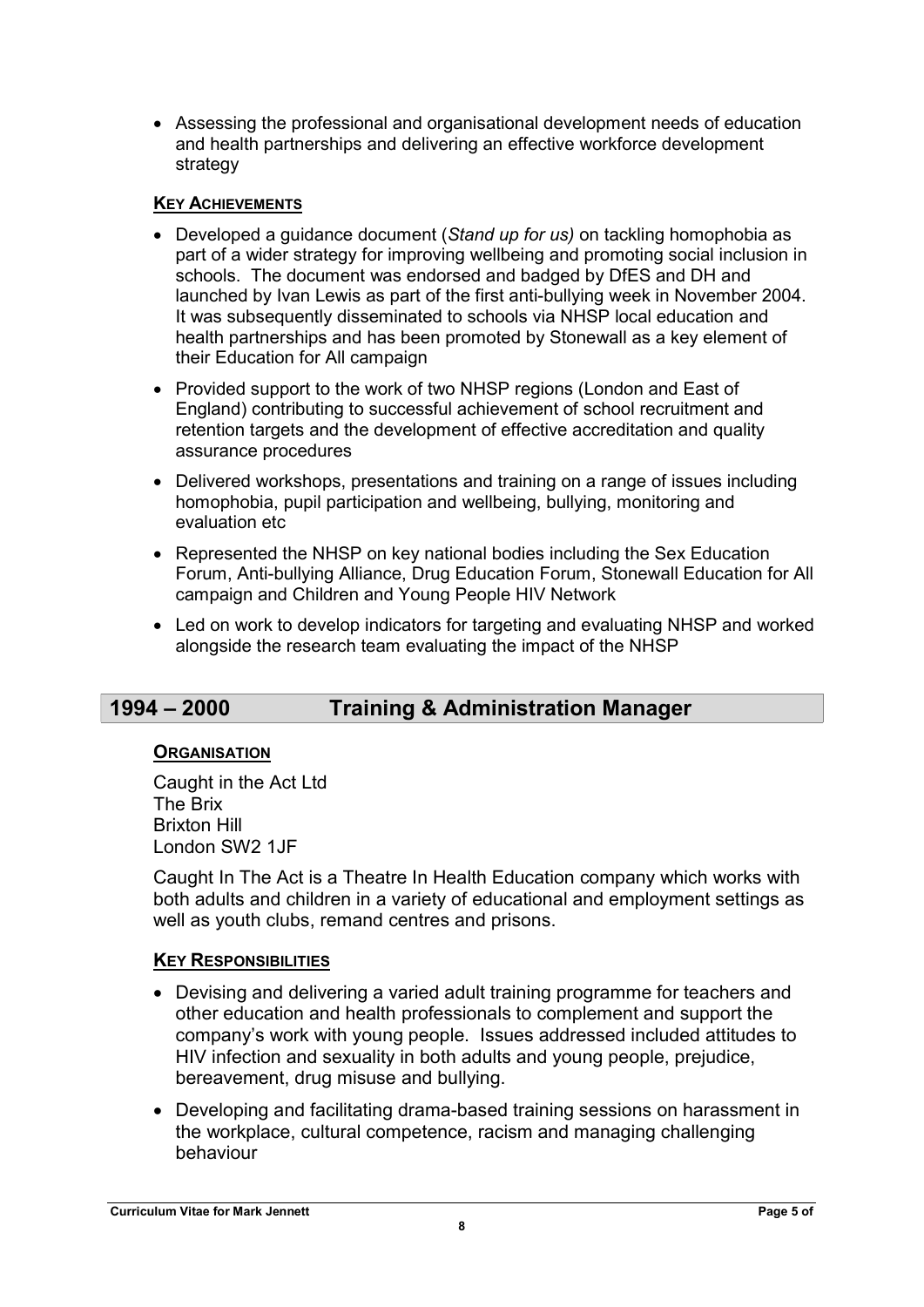- Assessing the professional and organisational development needs of education and health partnerships and delivering an effective workforce development strategy

### KEY ACHIEVEMENTS

- Developed a guidance document (*Stand up for us)* on tackling homophobia as part of a wider strategy for improving wellbeing and promoting social inclusion in schools. The document was endorsed and badged by DfES and DH and launched by Ivan Lewis as part of the first anti-bullying week in November 2004. It was subsequently disseminated to schools via NHSP local education and health partnerships and has been promoted by Stonewall as a key element of their Education for All campaign
- Provided support to the work of two NHSP regions (London and East of England) contributing to successful achievement of school recruitment and retention targets and the development of effective accreditation and quality assurance procedures
- Delivered workshops, presentations and training on a range of issues including homophobia, pupil participation and wellbeing, bullying, monitoring and evaluation etc
- Represented the NHSP on key national bodies including the Sex Education Forum, Anti-bullying Alliance, Drug Education Forum, Stonewall Education for All campaign and Children and Young People HIV Network
- Led on work to develop indicators for targeting and evaluating NHSP and worked alongside the research team evaluating the impact of the NHSP

## 1994 – 2000 Training & Administration Manager

### ORGANISATION

Caught in the Act Ltd
The Brix
Brixton Hill
London SW2 1JF

Caught In The Act is a Theatre In Health Education company which works with both adults and children in a variety of educational and employment settings as well as youth clubs, remand centres and prisons.

### KEY RESPONSIBILITIES

- Devising and delivering a varied adult training programme for teachers and other education and health professionals to complement and support the company's work with young people. Issues addressed included attitudes to HIV infection and sexuality in both adults and young people, prejudice, bereavement, drug misuse and bullying.
- Developing and facilitating drama-based training sessions on harassment in the workplace, cultural competence, racism and managing challenging behaviour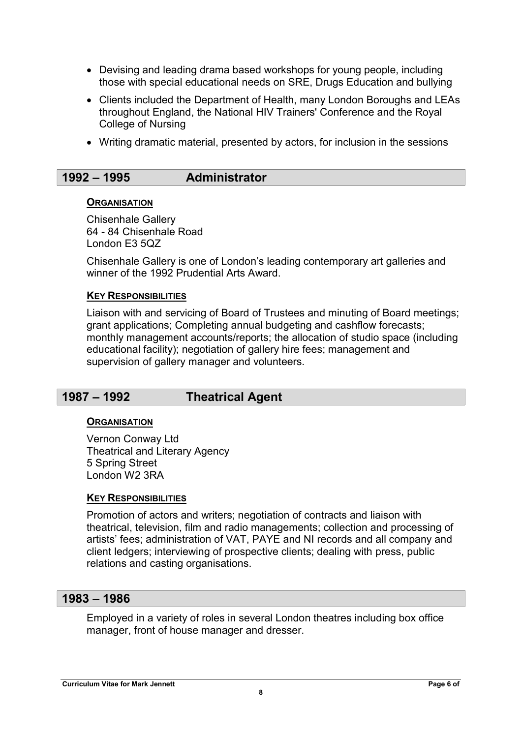- Devising and leading drama based workshops for young people, including those with special educational needs on SRE, Drugs Education and bullying
- Clients included the Department of Health, many London Boroughs and LEAs throughout England, the National HIV Trainers' Conference and the Royal College of Nursing
- Writing dramatic material, presented by actors, for inclusion in the sessions

## 1992 – 1995 Administrator

**ORGANISATION**

Chisenhale Gallery
64 - 84 Chisenhale Road
London E3 5QZ

Chisenhale Gallery is one of London's leading contemporary art galleries and winner of the 1992 Prudential Arts Award.

**KEY RESPONSIBILITIES**

Liaison with and servicing of Board of Trustees and minuting of Board meetings; grant applications; Completing annual budgeting and cashflow forecasts; monthly management accounts/reports; the allocation of studio space (including educational facility); negotiation of gallery hire fees; management and supervision of gallery manager and volunteers.

## 1987 – 1992 Theatrical Agent

**ORGANISATION**

Vernon Conway Ltd
Theatrical and Literary Agency
5 Spring Street
London W2 3RA

**KEY RESPONSIBILITIES**

Promotion of actors and writers; negotiation of contracts and liaison with theatrical, television, film and radio managements; collection and processing of artists' fees; administration of VAT, PAYE and NI records and all company and client ledgers; interviewing of prospective clients; dealing with press, public relations and casting organisations.

## 1983 – 1986

Employed in a variety of roles in several London theatres including box office manager, front of house manager and dresser.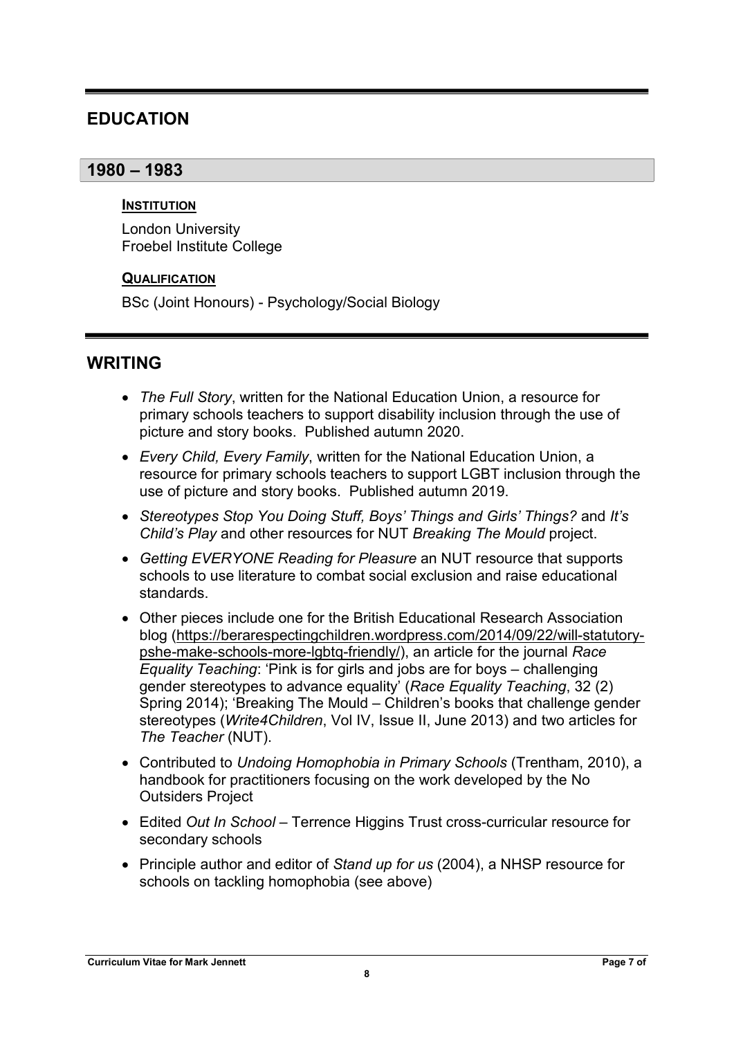## EDUCATION

### 1980 – 1983

**INSTITUTION**

London University
Froebel Institute College

**QUALIFICATION**

BSc (Joint Honours) - Psychology/Social Biology

## WRITING

- *The Full Story*, written for the National Education Union, a resource for primary schools teachers to support disability inclusion through the use of picture and story books. Published autumn 2020.
- *Every Child, Every Family*, written for the National Education Union, a resource for primary schools teachers to support LGBT inclusion through the use of picture and story books. Published autumn 2019.
- *Stereotypes Stop You Doing Stuff, Boys' Things and Girls' Things?* and *It's Child's Play* and other resources for NUT *Breaking The Mould* project.
- *Getting EVERYONE Reading for Pleasure* an NUT resource that supports schools to use literature to combat social exclusion and raise educational standards.
- Other pieces include one for the British Educational Research Association blog (https://berarespectingchildren.wordpress.com/2014/09/22/will-statutory-pshe-make-schools-more-lgbtq-friendly/), an article for the journal *Race Equality Teaching*: 'Pink is for girls and jobs are for boys – challenging gender stereotypes to advance equality' (*Race Equality Teaching*, 32 (2) Spring 2014); 'Breaking The Mould – Children's books that challenge gender stereotypes (*Write4Children*, Vol IV, Issue II, June 2013) and two articles for *The Teacher* (NUT).
- Contributed to *Undoing Homophobia in Primary Schools* (Trentham, 2010), a handbook for practitioners focusing on the work developed by the No Outsiders Project
- Edited *Out In School* – Terrence Higgins Trust cross-curricular resource for secondary schools
- Principle author and editor of *Stand up for us* (2004), a NHSP resource for schools on tackling homophobia (see above)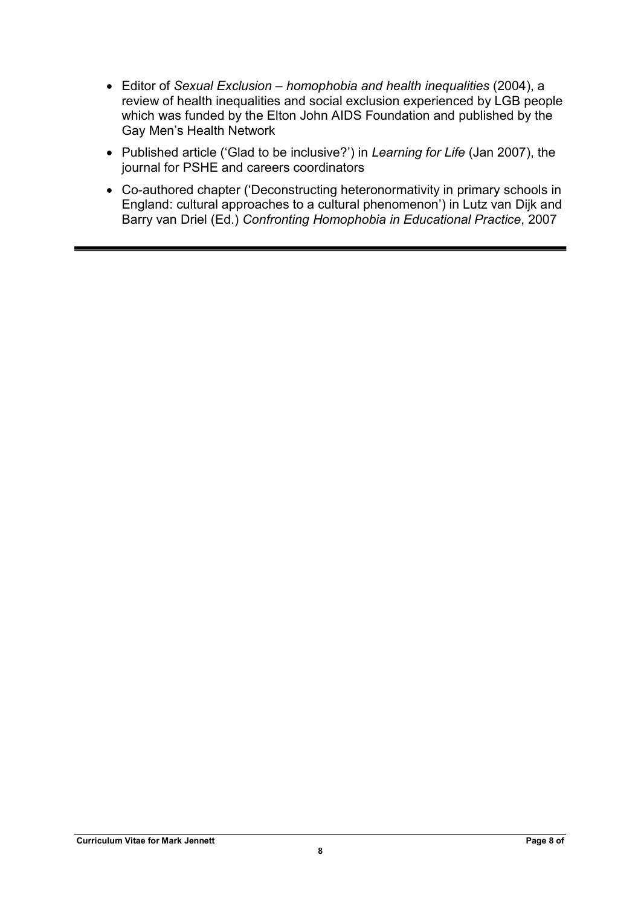- Editor of *Sexual Exclusion – homophobia and health inequalities* (2004), a review of health inequalities and social exclusion experienced by LGB people which was funded by the Elton John AIDS Foundation and published by the Gay Men's Health Network
- Published article ('Glad to be inclusive?') in *Learning for Life* (Jan 2007), the journal for PSHE and careers coordinators
- Co-authored chapter ('Deconstructing heteronormativity in primary schools in England: cultural approaches to a cultural phenomenon') in Lutz van Dijk and Barry van Driel (Ed.) *Confronting Homophobia in Educational Practice*, 2007